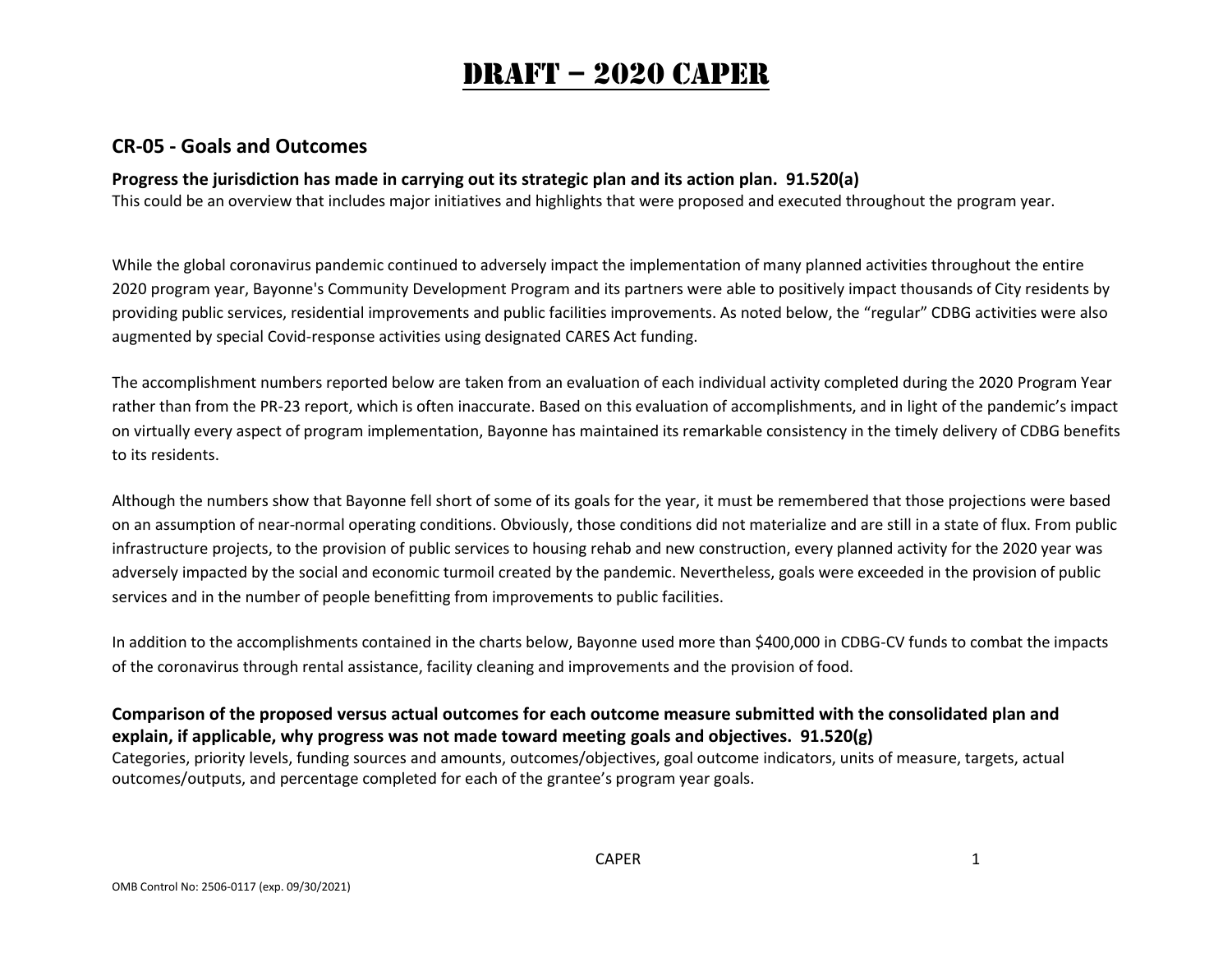# DRAFT – 2020 CAPER

## CR-05 - Goals and Outcomes

**Progress the jurisdiction has made in carrying out its strategic plan and its action plan. 91.520(a)**

This could be an overview that includes major initiatives and highlights that were proposed and executed throughout the program year.

While the global coronavirus pandemic continued to adversely impact the implementation of many planned activities throughout the entire 2020 program year, Bayonne's Community Development Program and its partners were able to positively impact thousands of City residents by providing public services, residential improvements and public facilities improvements. As noted below, the "regular" CDBG activities were also augmented by special Covid-response activities using designated CARES Act funding.

The accomplishment numbers reported below are taken from an evaluation of each individual activity completed during the 2020 Program Year rather than from the PR-23 report, which is often inaccurate. Based on this evaluation of accomplishments, and in light of the pandemic's impact on virtually every aspect of program implementation, Bayonne has maintained its remarkable consistency in the timely delivery of CDBG benefits to its residents.

Although the numbers show that Bayonne fell short of some of its goals for the year, it must be remembered that those projections were based on an assumption of near-normal operating conditions. Obviously, those conditions did not materialize and are still in a state of flux. From public infrastructure projects, to the provision of public services to housing rehab and new construction, every planned activity for the 2020 year was adversely impacted by the social and economic turmoil created by the pandemic. Nevertheless, goals were exceeded in the provision of public services and in the number of people benefitting from improvements to public facilities.

In addition to the accomplishments contained in the charts below, Bayonne used more than $400,000 in CDBG-CV funds to combat the impacts of the coronavirus through rental assistance, facility cleaning and improvements and the provision of food.

**Comparison of the proposed versus actual outcomes for each outcome measure submitted with the consolidated plan and explain, if applicable, why progress was not made toward meeting goals and objectives. 91.520(g)**

Categories, priority levels, funding sources and amounts, outcomes/objectives, goal outcome indicators, units of measure, targets, actual outcomes/outputs, and percentage completed for each of the grantee's program year goals.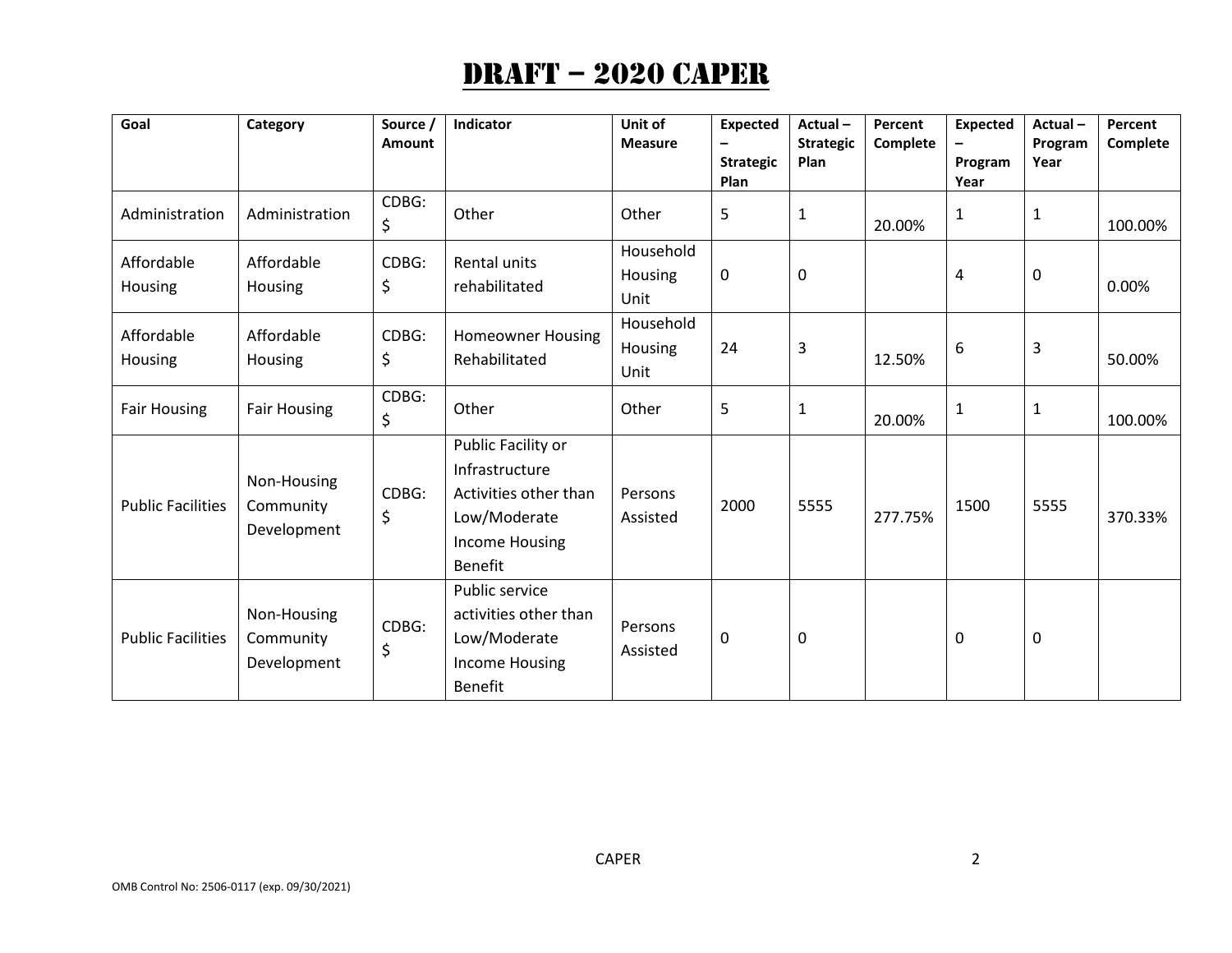# DRAFT – 2020 CAPER

| Goal | Category | Source / Amount | Indicator | Unit of Measure | Expected – Strategic Plan | Actual – Strategic Plan | Percent Complete | Expected – Program Year | Actual – Program Year | Percent Complete |
|---|---|---|---|---|---|---|---|---|---|---|
| Administration | Administration | CDBG: $ | Other | Other | 5 | 1 | 20.00% | 1 | 1 | 100.00% |
| Affordable Housing | Affordable Housing | CDBG: $ | Rental units rehabilitated | Household Housing Unit | 0 | 0 | | 4 | 0 | 0.00% |
| Affordable Housing | Affordable Housing | CDBG: $ | Homeowner Housing Rehabilitated | Household Housing Unit | 24 | 3 | 12.50% | 6 | 3 | 50.00% |
| Fair Housing | Fair Housing | CDBG: $ | Other | Other | 5 | 1 | 20.00% | 1 | 1 | 100.00% |
| Public Facilities | Non-Housing Community Development | CDBG: $ | Public Facility or Infrastructure Activities other than Low/Moderate Income Housing Benefit | Persons Assisted | 2000 | 5555 | 277.75% | 1500 | 5555 | 370.33% |
| Public Facilities | Non-Housing Community Development | CDBG: $ | Public service activities other than Low/Moderate Income Housing Benefit | Persons Assisted | 0 | 0 | | 0 | 0 | |

OMB Control No: 2506-0117 (exp. 09/30/2021)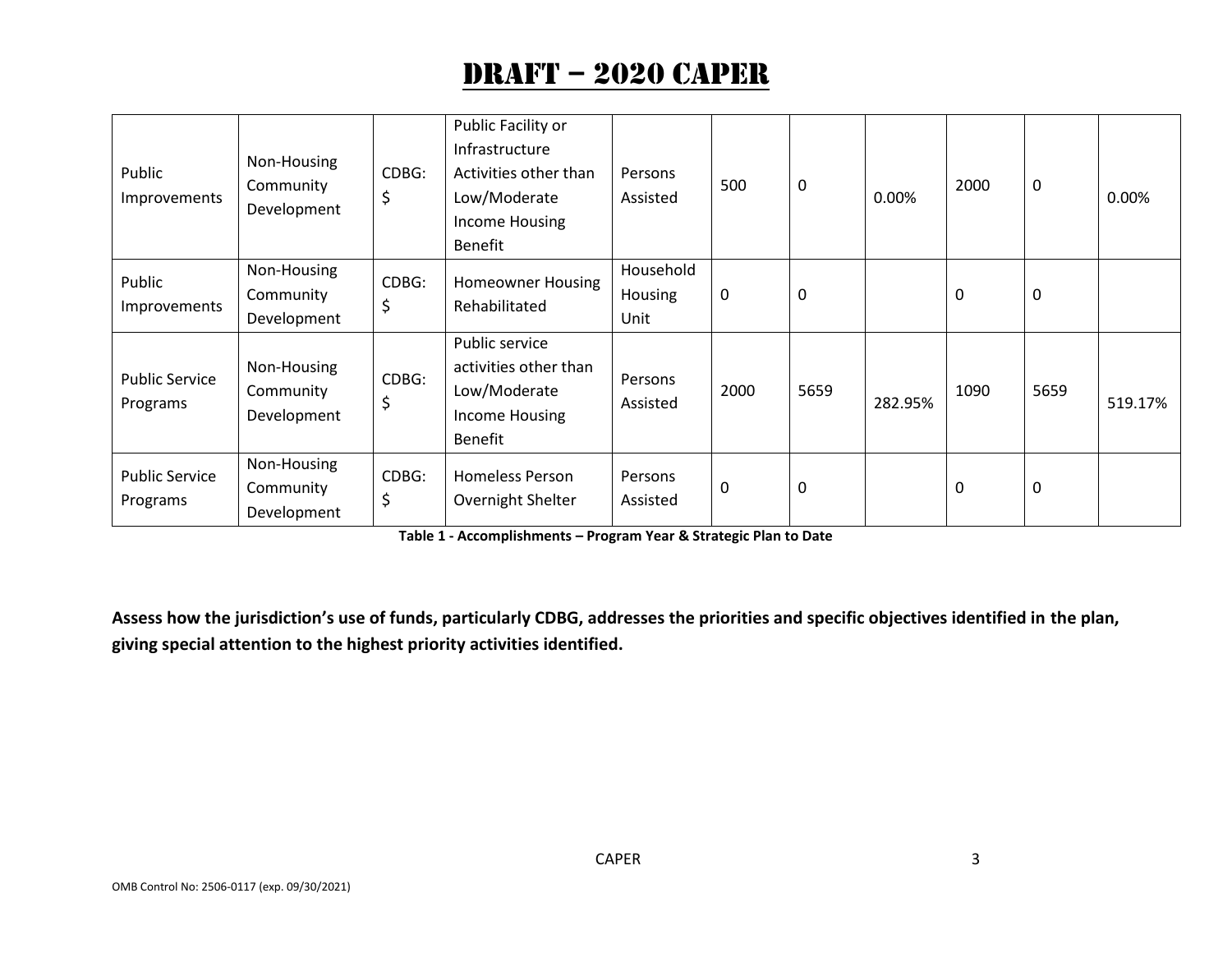# DRAFT – 2020 CAPER

| Goal | Category | Source / Amount | Indicator | Unit of Measure | Expected – Strategic Plan | Actual – Strategic Plan | Percent Complete | Expected – Program Year | Actual – Program Year | Percent Complete |
|---|---|---|---|---|---|---|---|---|---|---|
| Public Improvements | Non-Housing Community Development | CDBG: $ | Public Facility or Infrastructure Activities other than Low/Moderate Income Housing Benefit | Persons Assisted | 500 | 0 | 0.00% | 2000 | 0 | 0.00% |
| Public Improvements | Non-Housing Community Development | CDBG: $ | Homeowner Housing Rehabilitated | Household Housing Unit | 0 | 0 | | 0 | 0 | |
| Public Service Programs | Non-Housing Community Development | CDBG: $ | Public service activities other than Low/Moderate Income Housing Benefit | Persons Assisted | 2000 | 5659 | 282.95% | 1090 | 5659 | 519.17% |
| Public Service Programs | Non-Housing Community Development | CDBG: $ | Homeless Person Overnight Shelter | Persons Assisted | 0 | 0 | | 0 | 0 | |

**Table 1 - Accomplishments – Program Year & Strategic Plan to Date**

**Assess how the jurisdiction's use of funds, particularly CDBG, addresses the priorities and specific objectives identified in the plan, giving special attention to the highest priority activities identified.**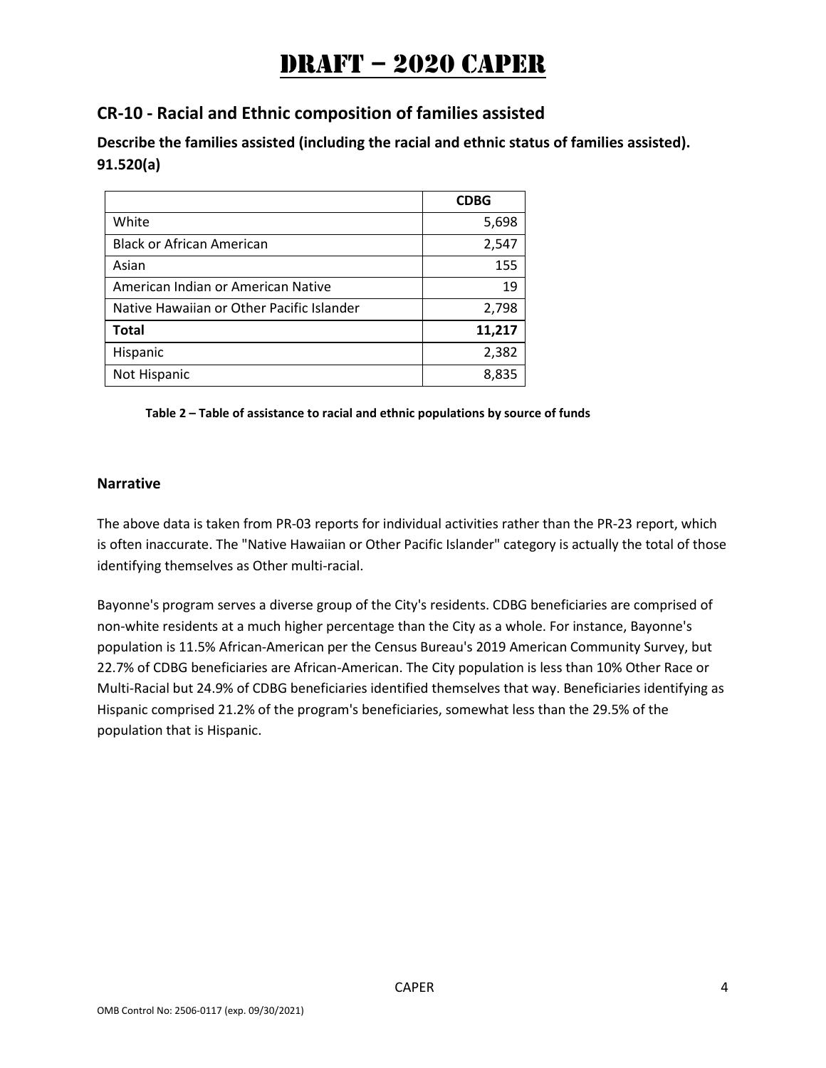# DRAFT – 2020 CAPER

## CR-10 - Racial and Ethnic composition of families assisted

**Describe the families assisted (including the racial and ethnic status of families assisted). 91.520(a)**

| | **CDBG** |
|---|---|
| White | 5,698 |
| Black or African American | 2,547 |
| Asian | 155 |
| American Indian or American Native | 19 |
| Native Hawaiian or Other Pacific Islander | 2,798 |
| **Total** | **11,217** |
| Hispanic | 2,382 |
| Not Hispanic | 8,835 |

**Table 2 – Table of assistance to racial and ethnic populations by source of funds**

### Narrative

The above data is taken from PR-03 reports for individual activities rather than the PR-23 report, which is often inaccurate. The "Native Hawaiian or Other Pacific Islander" category is actually the total of those identifying themselves as Other multi-racial.

Bayonne's program serves a diverse group of the City's residents. CDBG beneficiaries are comprised of non-white residents at a much higher percentage than the City as a whole. For instance, Bayonne's population is 11.5% African-American per the Census Bureau's 2019 American Community Survey, but 22.7% of CDBG beneficiaries are African-American. The City population is less than 10% Other Race or Multi-Racial but 24.9% of CDBG beneficiaries identified themselves that way. Beneficiaries identifying as Hispanic comprised 21.2% of the program's beneficiaries, somewhat less than the 29.5% of the population that is Hispanic.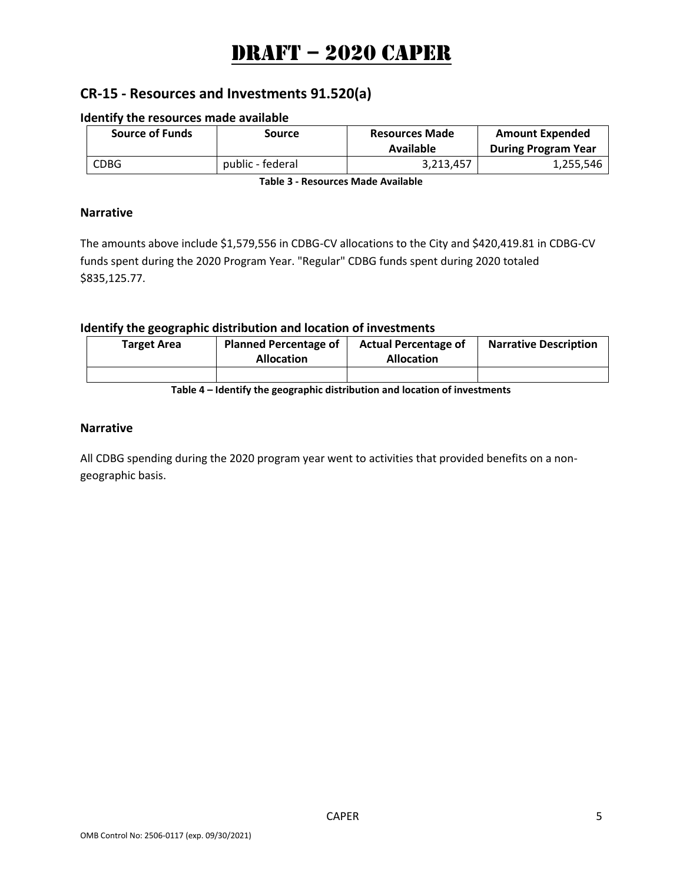# DRAFT – 2020 CAPER

## CR-15 - Resources and Investments 91.520(a)

### Identify the resources made available

| Source of Funds | Source | Resources Made Available | Amount Expended During Program Year |
|---|---|---|---|
| CDBG | public - federal | 3,213,457 | 1,255,546 |

**Table 3 - Resources Made Available**

### Narrative

The amounts above include $1,579,556 in CDBG-CV allocations to the City and $420,419.81 in CDBG-CV funds spent during the 2020 Program Year. "Regular" CDBG funds spent during 2020 totaled $835,125.77.

### Identify the geographic distribution and location of investments

| Target Area | Planned Percentage of Allocation | Actual Percentage of Allocation | Narrative Description |
|---|---|---|---|
| | | | |

**Table 4 – Identify the geographic distribution and location of investments**

### Narrative

All CDBG spending during the 2020 program year went to activities that provided benefits on a non-geographic basis.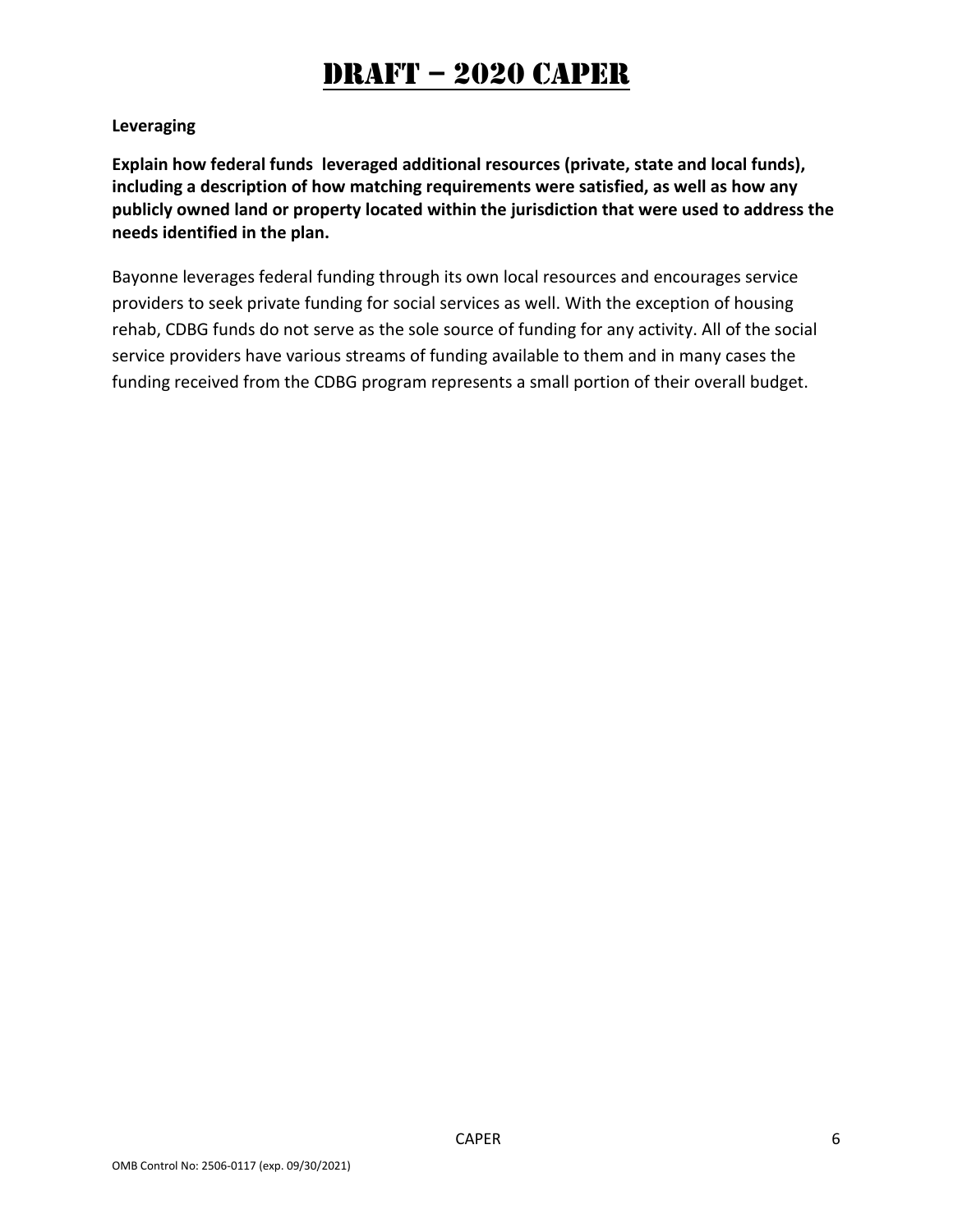**Leveraging**

**Explain how federal funds leveraged additional resources (private, state and local funds), including a description of how matching requirements were satisfied, as well as how any publicly owned land or property located within the jurisdiction that were used to address the needs identified in the plan.**

Bayonne leverages federal funding through its own local resources and encourages service providers to seek private funding for social services as well. With the exception of housing rehab, CDBG funds do not serve as the sole source of funding for any activity. All of the social service providers have various streams of funding available to them and in many cases the funding received from the CDBG program represents a small portion of their overall budget.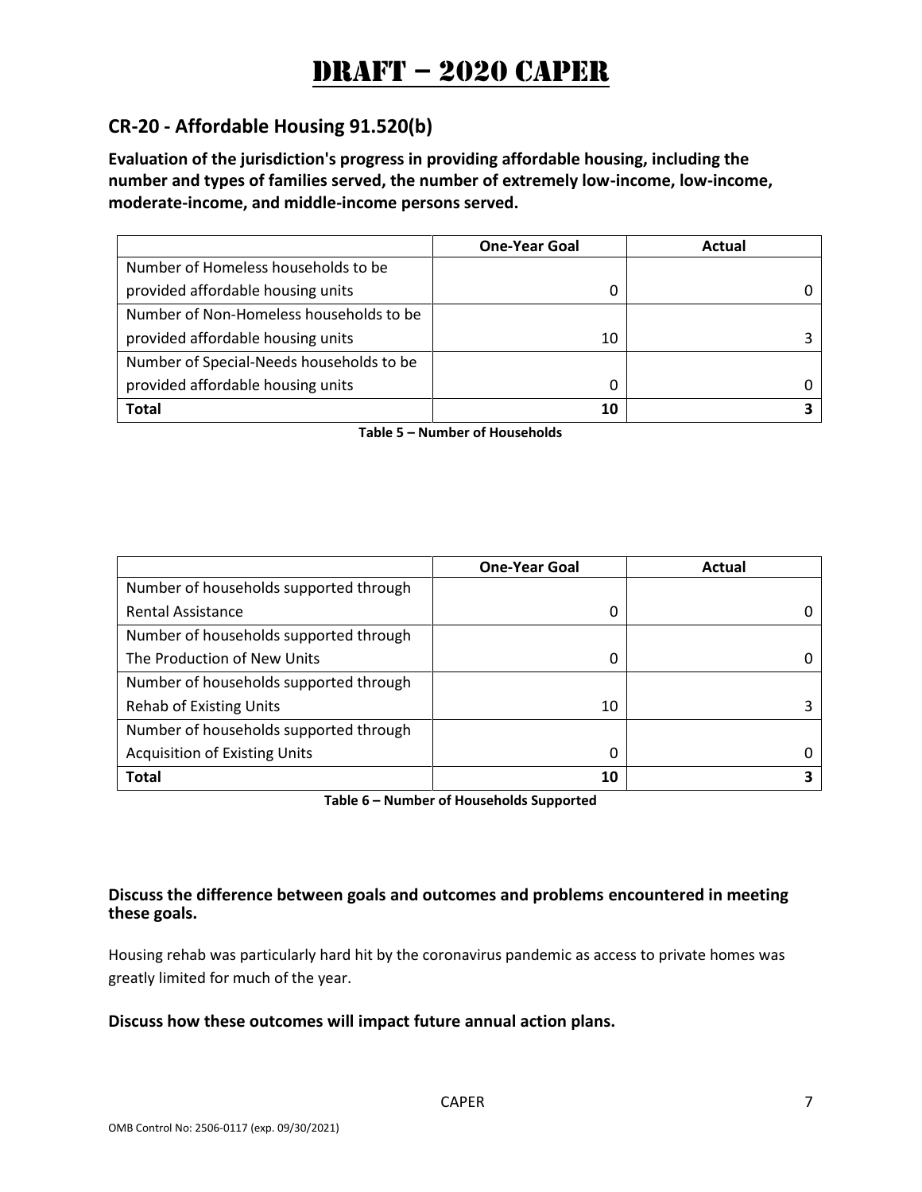# DRAFT – 2020 CAPER

## CR-20 - Affordable Housing 91.520(b)

**Evaluation of the jurisdiction's progress in providing affordable housing, including the number and types of families served, the number of extremely low-income, low-income, moderate-income, and middle-income persons served.**

| | One-Year Goal | Actual |
|---|---|---|
| Number of Homeless households to be provided affordable housing units | 0 | 0 |
| Number of Non-Homeless households to be provided affordable housing units | 10 | 3 |
| Number of Special-Needs households to be provided affordable housing units | 0 | 0 |
| **Total** | **10** | **3** |

**Table 5 – Number of Households**

| | One-Year Goal | Actual |
|---|---|---|
| Number of households supported through Rental Assistance | 0 | 0 |
| Number of households supported through The Production of New Units | 0 | 0 |
| Number of households supported through Rehab of Existing Units | 10 | 3 |
| Number of households supported through Acquisition of Existing Units | 0 | 0 |
| **Total** | **10** | **3** |

**Table 6 – Number of Households Supported**

**Discuss the difference between goals and outcomes and problems encountered in meeting these goals.**

Housing rehab was particularly hard hit by the coronavirus pandemic as access to private homes was greatly limited for much of the year.

**Discuss how these outcomes will impact future annual action plans.**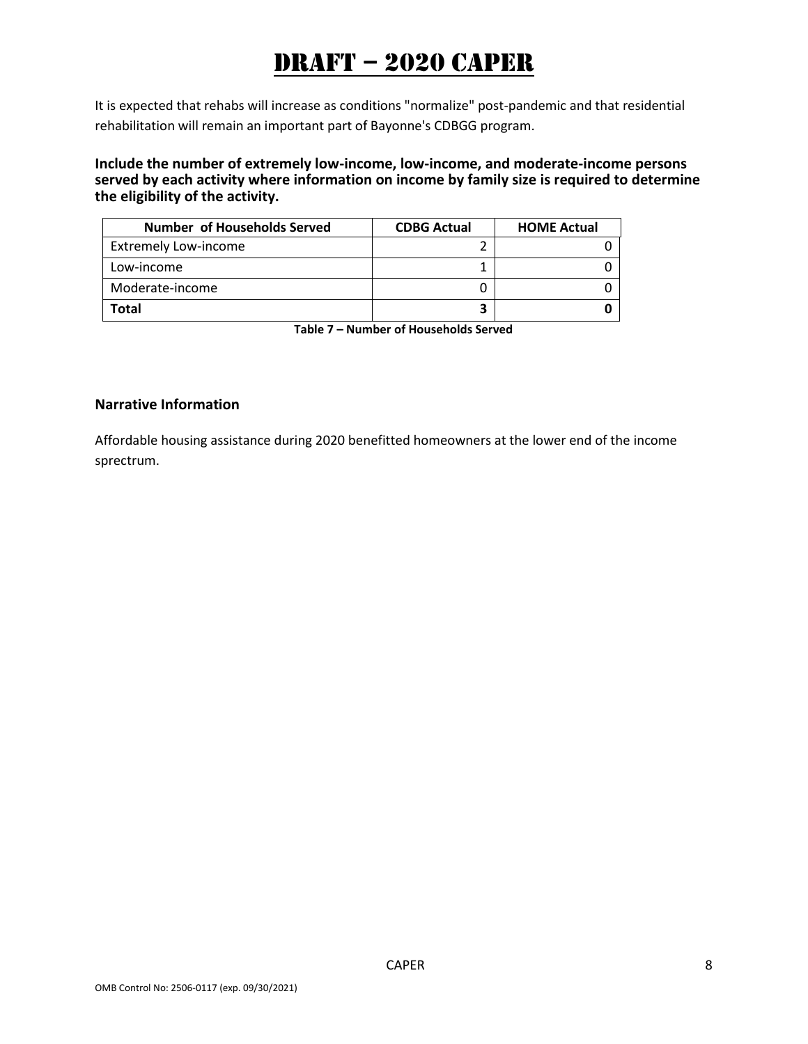# DRAFT – 2020 CAPER

It is expected that rehabs will increase as conditions "normalize" post-pandemic and that residential rehabilitation will remain an important part of Bayonne's CDBGG program.

**Include the number of extremely low-income, low-income, and moderate-income persons served by each activity where information on income by family size is required to determine the eligibility of the activity.**

| Number of Households Served | CDBG Actual | HOME Actual |
|---|---|---|
| Extremely Low-income | 2 | 0 |
| Low-income | 1 | 0 |
| Moderate-income | 0 | 0 |
| **Total** | **3** | **0** |

**Table 7 – Number of Households Served**

### Narrative Information

Affordable housing assistance during 2020 benefitted homeowners at the lower end of the income sprectrum.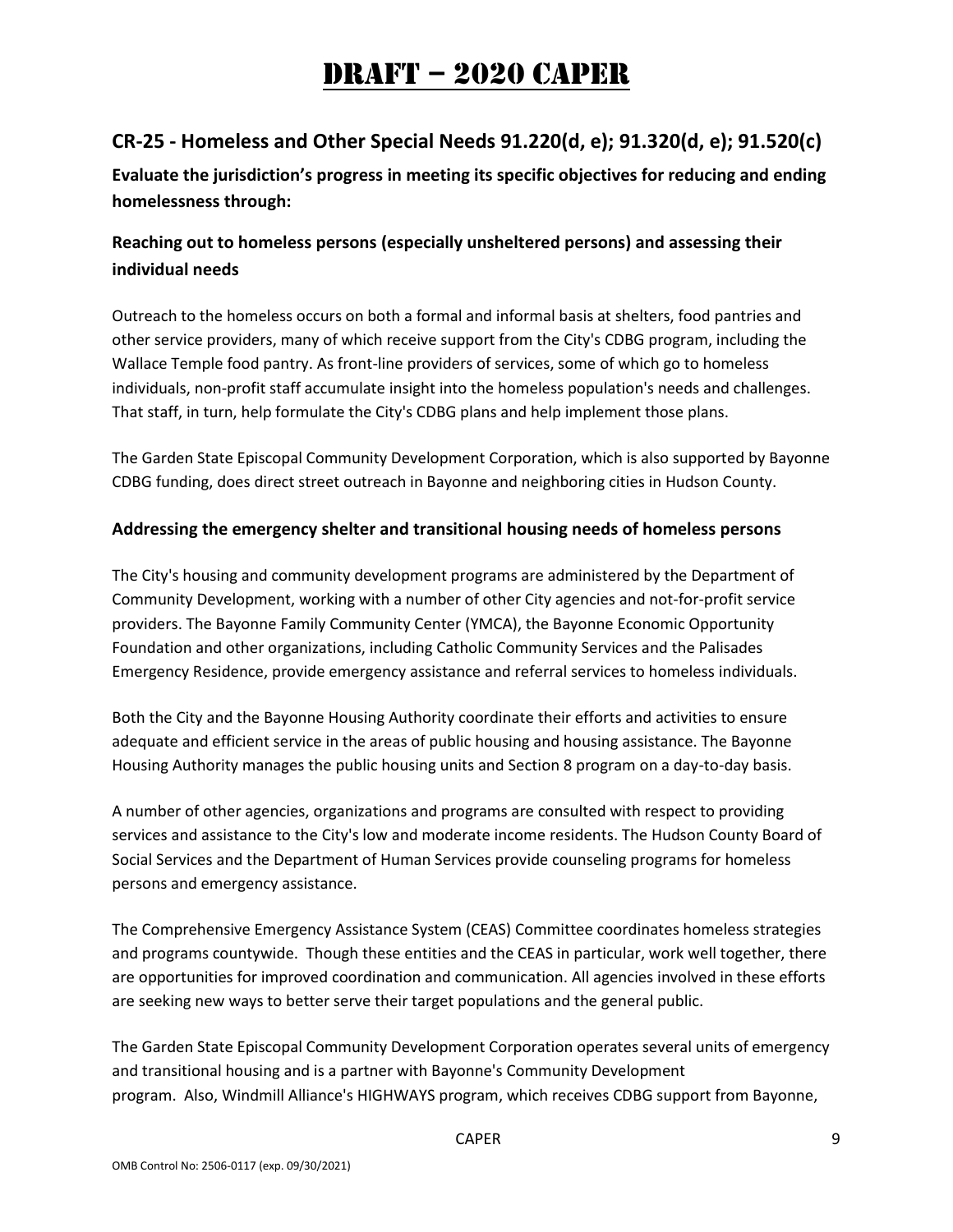# DRAFT – 2020 CAPER

## CR-25 - Homeless and Other Special Needs 91.220(d, e); 91.320(d, e); 91.520(c)

**Evaluate the jurisdiction's progress in meeting its specific objectives for reducing and ending homelessness through:**

### Reaching out to homeless persons (especially unsheltered persons) and assessing their individual needs

Outreach to the homeless occurs on both a formal and informal basis at shelters, food pantries and other service providers, many of which receive support from the City's CDBG program, including the Wallace Temple food pantry. As front-line providers of services, some of which go to homeless individuals, non-profit staff accumulate insight into the homeless population's needs and challenges. That staff, in turn, help formulate the City's CDBG plans and help implement those plans.

The Garden State Episcopal Community Development Corporation, which is also supported by Bayonne CDBG funding, does direct street outreach in Bayonne and neighboring cities in Hudson County.

### Addressing the emergency shelter and transitional housing needs of homeless persons

The City's housing and community development programs are administered by the Department of Community Development, working with a number of other City agencies and not-for-profit service providers. The Bayonne Family Community Center (YMCA), the Bayonne Economic Opportunity Foundation and other organizations, including Catholic Community Services and the Palisades Emergency Residence, provide emergency assistance and referral services to homeless individuals.

Both the City and the Bayonne Housing Authority coordinate their efforts and activities to ensure adequate and efficient service in the areas of public housing and housing assistance. The Bayonne Housing Authority manages the public housing units and Section 8 program on a day-to-day basis.

A number of other agencies, organizations and programs are consulted with respect to providing services and assistance to the City's low and moderate income residents. The Hudson County Board of Social Services and the Department of Human Services provide counseling programs for homeless persons and emergency assistance.

The Comprehensive Emergency Assistance System (CEAS) Committee coordinates homeless strategies and programs countywide. Though these entities and the CEAS in particular, work well together, there are opportunities for improved coordination and communication. All agencies involved in these efforts are seeking new ways to better serve their target populations and the general public.

The Garden State Episcopal Community Development Corporation operates several units of emergency and transitional housing and is a partner with Bayonne's Community Development program. Also, Windmill Alliance's HIGHWAYS program, which receives CDBG support from Bayonne,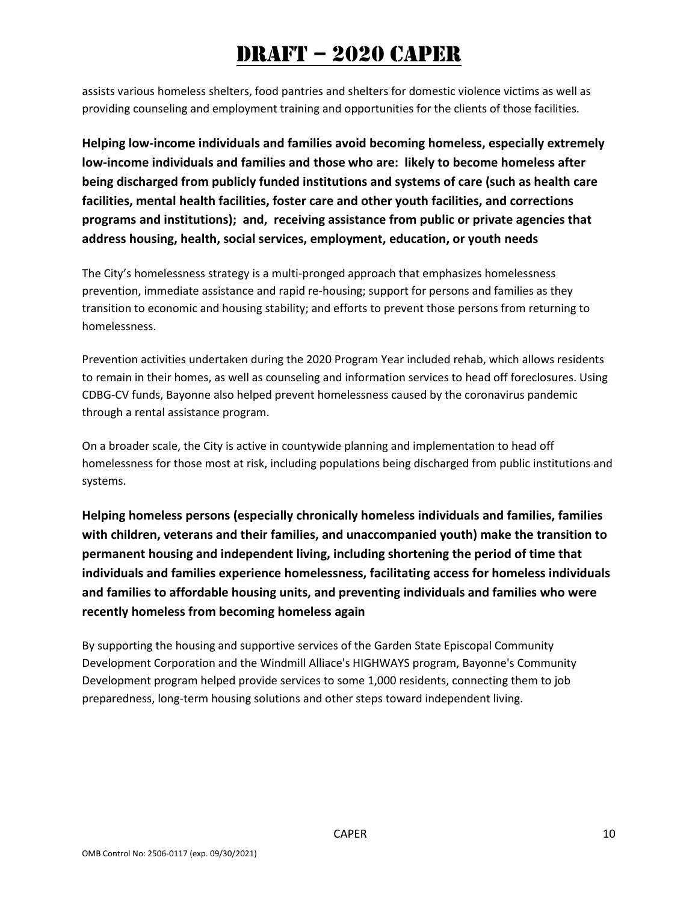assists various homeless shelters, food pantries and shelters for domestic violence victims as well as providing counseling and employment training and opportunities for the clients of those facilities.

**Helping low-income individuals and families avoid becoming homeless, especially extremely low-income individuals and families and those who are: likely to become homeless after being discharged from publicly funded institutions and systems of care (such as health care facilities, mental health facilities, foster care and other youth facilities, and corrections programs and institutions); and, receiving assistance from public or private agencies that address housing, health, social services, employment, education, or youth needs**

The City's homelessness strategy is a multi-pronged approach that emphasizes homelessness prevention, immediate assistance and rapid re-housing; support for persons and families as they transition to economic and housing stability; and efforts to prevent those persons from returning to homelessness.

Prevention activities undertaken during the 2020 Program Year included rehab, which allows residents to remain in their homes, as well as counseling and information services to head off foreclosures. Using CDBG-CV funds, Bayonne also helped prevent homelessness caused by the coronavirus pandemic through a rental assistance program.

On a broader scale, the City is active in countywide planning and implementation to head off homelessness for those most at risk, including populations being discharged from public institutions and systems.

**Helping homeless persons (especially chronically homeless individuals and families, families with children, veterans and their families, and unaccompanied youth) make the transition to permanent housing and independent living, including shortening the period of time that individuals and families experience homelessness, facilitating access for homeless individuals and families to affordable housing units, and preventing individuals and families who were recently homeless from becoming homeless again**

By supporting the housing and supportive services of the Garden State Episcopal Community Development Corporation and the Windmill Alliace's HIGHWAYS program, Bayonne's Community Development program helped provide services to some 1,000 residents, connecting them to job preparedness, long-term housing solutions and other steps toward independent living.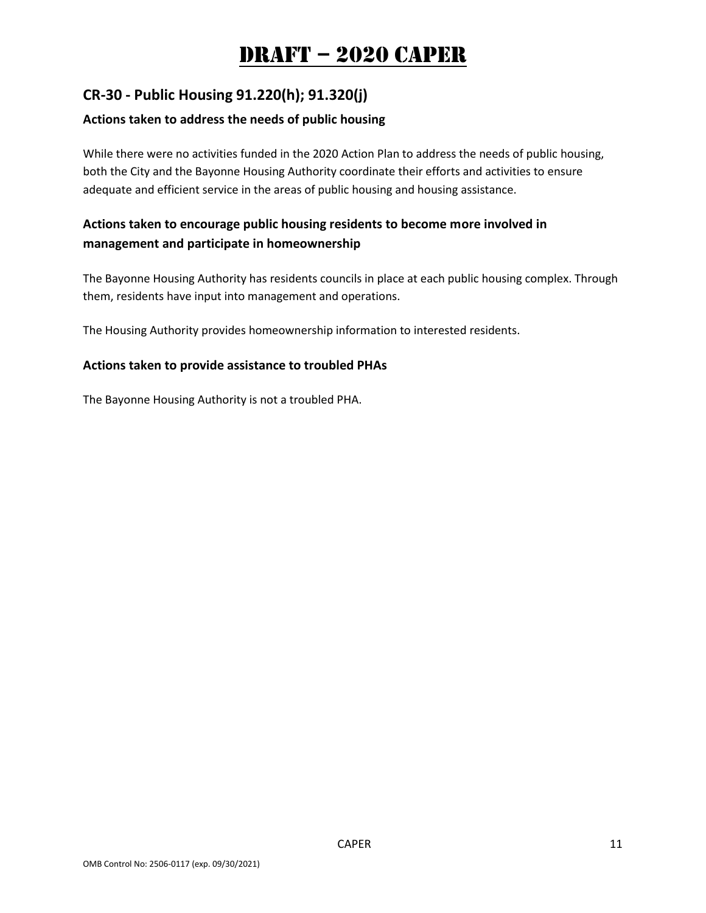# DRAFT – 2020 CAPER

## CR-30 - Public Housing 91.220(h); 91.320(j)

### Actions taken to address the needs of public housing

While there were no activities funded in the 2020 Action Plan to address the needs of public housing, both the City and the Bayonne Housing Authority coordinate their efforts and activities to ensure adequate and efficient service in the areas of public housing and housing assistance.

### Actions taken to encourage public housing residents to become more involved in management and participate in homeownership

The Bayonne Housing Authority has residents councils in place at each public housing complex. Through them, residents have input into management and operations.

The Housing Authority provides homeownership information to interested residents.

### Actions taken to provide assistance to troubled PHAs

The Bayonne Housing Authority is not a troubled PHA.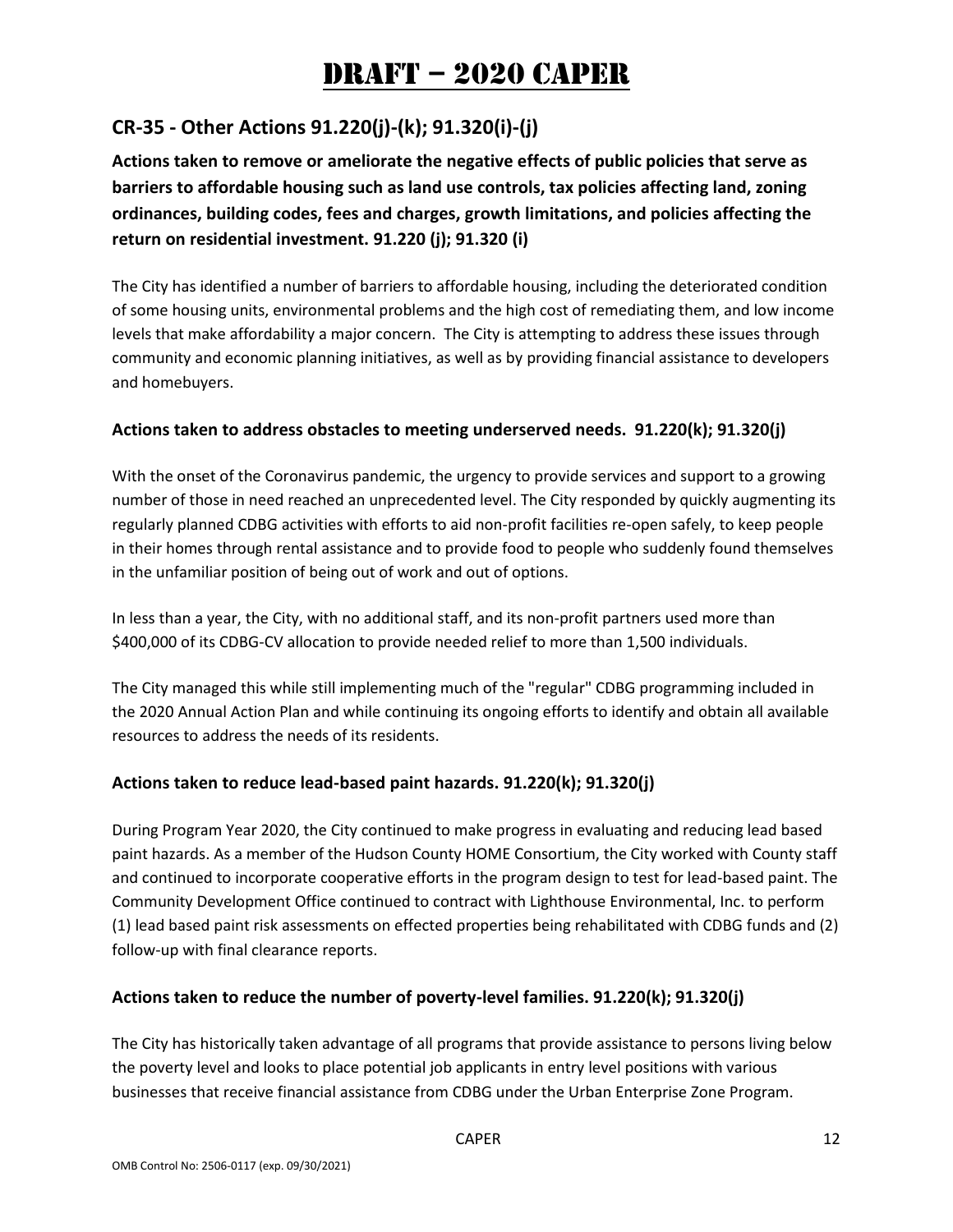# DRAFT – 2020 CAPER

## CR-35 - Other Actions 91.220(j)-(k); 91.320(i)-(j)

**Actions taken to remove or ameliorate the negative effects of public policies that serve as barriers to affordable housing such as land use controls, tax policies affecting land, zoning ordinances, building codes, fees and charges, growth limitations, and policies affecting the return on residential investment. 91.220 (j); 91.320 (i)**

The City has identified a number of barriers to affordable housing, including the deteriorated condition of some housing units, environmental problems and the high cost of remediating them, and low income levels that make affordability a major concern. The City is attempting to address these issues through community and economic planning initiatives, as well as by providing financial assistance to developers and homebuyers.

### Actions taken to address obstacles to meeting underserved needs. 91.220(k); 91.320(j)

With the onset of the Coronavirus pandemic, the urgency to provide services and support to a growing number of those in need reached an unprecedented level. The City responded by quickly augmenting its regularly planned CDBG activities with efforts to aid non-profit facilities re-open safely, to keep people in their homes through rental assistance and to provide food to people who suddenly found themselves in the unfamiliar position of being out of work and out of options.

In less than a year, the City, with no additional staff, and its non-profit partners used more than $400,000 of its CDBG-CV allocation to provide needed relief to more than 1,500 individuals.

The City managed this while still implementing much of the "regular" CDBG programming included in the 2020 Annual Action Plan and while continuing its ongoing efforts to identify and obtain all available resources to address the needs of its residents.

### Actions taken to reduce lead-based paint hazards. 91.220(k); 91.320(j)

During Program Year 2020, the City continued to make progress in evaluating and reducing lead based paint hazards. As a member of the Hudson County HOME Consortium, the City worked with County staff and continued to incorporate cooperative efforts in the program design to test for lead-based paint. The Community Development Office continued to contract with Lighthouse Environmental, Inc. to perform (1) lead based paint risk assessments on effected properties being rehabilitated with CDBG funds and (2) follow-up with final clearance reports.

### Actions taken to reduce the number of poverty-level families. 91.220(k); 91.320(j)

The City has historically taken advantage of all programs that provide assistance to persons living below the poverty level and looks to place potential job applicants in entry level positions with various businesses that receive financial assistance from CDBG under the Urban Enterprise Zone Program.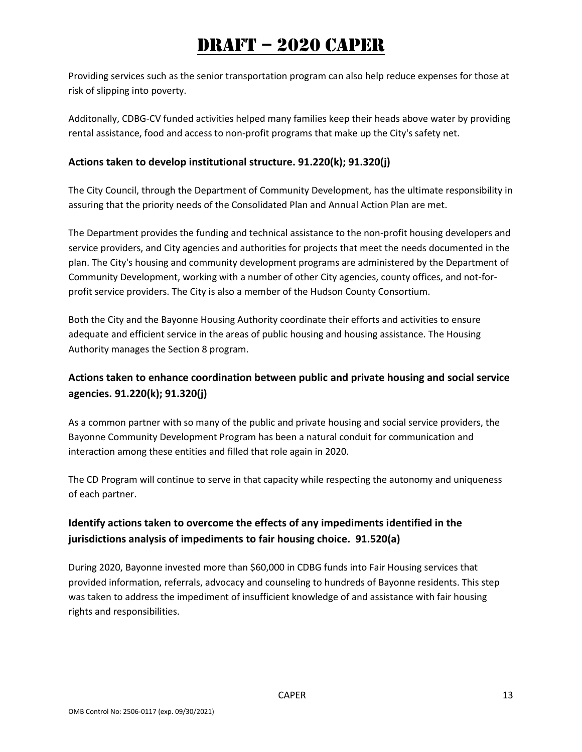Providing services such as the senior transportation program can also help reduce expenses for those at risk of slipping into poverty.

Additonally, CDBG-CV funded activities helped many families keep their heads above water by providing rental assistance, food and access to non-profit programs that make up the City's safety net.

### Actions taken to develop institutional structure. 91.220(k); 91.320(j)

The City Council, through the Department of Community Development, has the ultimate responsibility in assuring that the priority needs of the Consolidated Plan and Annual Action Plan are met.

The Department provides the funding and technical assistance to the non-profit housing developers and service providers, and City agencies and authorities for projects that meet the needs documented in the plan. The City's housing and community development programs are administered by the Department of Community Development, working with a number of other City agencies, county offices, and not-for-profit service providers. The City is also a member of the Hudson County Consortium.

Both the City and the Bayonne Housing Authority coordinate their efforts and activities to ensure adequate and efficient service in the areas of public housing and housing assistance. The Housing Authority manages the Section 8 program.

### Actions taken to enhance coordination between public and private housing and social service agencies. 91.220(k); 91.320(j)

As a common partner with so many of the public and private housing and social service providers, the Bayonne Community Development Program has been a natural conduit for communication and interaction among these entities and filled that role again in 2020.

The CD Program will continue to serve in that capacity while respecting the autonomy and uniqueness of each partner.

### Identify actions taken to overcome the effects of any impediments identified in the jurisdictions analysis of impediments to fair housing choice. 91.520(a)

During 2020, Bayonne invested more than $60,000 in CDBG funds into Fair Housing services that provided information, referrals, advocacy and counseling to hundreds of Bayonne residents. This step was taken to address the impediment of insufficient knowledge of and assistance with fair housing rights and responsibilities.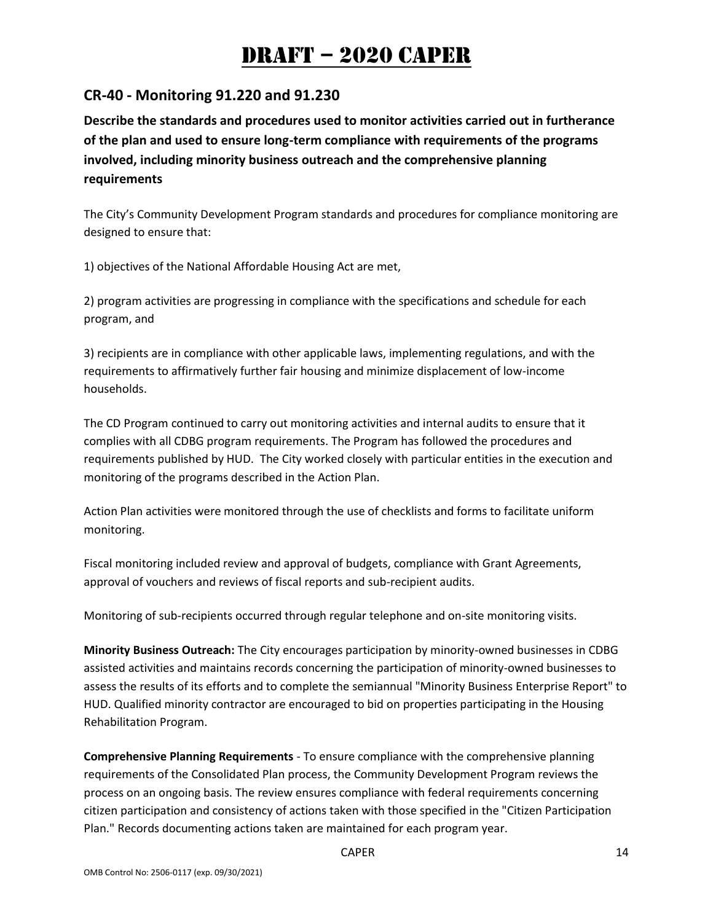# DRAFT – 2020 CAPER

## CR-40 - Monitoring 91.220 and 91.230

**Describe the standards and procedures used to monitor activities carried out in furtherance of the plan and used to ensure long-term compliance with requirements of the programs involved, including minority business outreach and the comprehensive planning requirements**

The City's Community Development Program standards and procedures for compliance monitoring are designed to ensure that:

1) objectives of the National Affordable Housing Act are met,

2) program activities are progressing in compliance with the specifications and schedule for each program, and

3) recipients are in compliance with other applicable laws, implementing regulations, and with the requirements to affirmatively further fair housing and minimize displacement of low-income households.

The CD Program continued to carry out monitoring activities and internal audits to ensure that it complies with all CDBG program requirements. The Program has followed the procedures and requirements published by HUD. The City worked closely with particular entities in the execution and monitoring of the programs described in the Action Plan.

Action Plan activities were monitored through the use of checklists and forms to facilitate uniform monitoring.

Fiscal monitoring included review and approval of budgets, compliance with Grant Agreements, approval of vouchers and reviews of fiscal reports and sub-recipient audits.

Monitoring of sub-recipients occurred through regular telephone and on-site monitoring visits.

**Minority Business Outreach:** The City encourages participation by minority-owned businesses in CDBG assisted activities and maintains records concerning the participation of minority-owned businesses to assess the results of its efforts and to complete the semiannual "Minority Business Enterprise Report" to HUD. Qualified minority contractor are encouraged to bid on properties participating in the Housing Rehabilitation Program.

**Comprehensive Planning Requirements** - To ensure compliance with the comprehensive planning requirements of the Consolidated Plan process, the Community Development Program reviews the process on an ongoing basis. The review ensures compliance with federal requirements concerning citizen participation and consistency of actions taken with those specified in the "Citizen Participation Plan." Records documenting actions taken are maintained for each program year.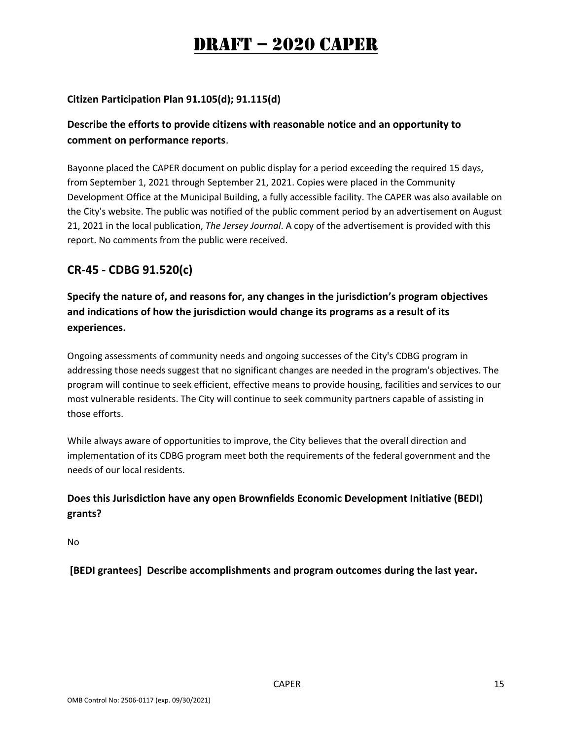### Citizen Participation Plan 91.105(d); 91.115(d)

### Describe the efforts to provide citizens with reasonable notice and an opportunity to comment on performance reports.

Bayonne placed the CAPER document on public display for a period exceeding the required 15 days, from September 1, 2021 through September 21, 2021. Copies were placed in the Community Development Office at the Municipal Building, a fully accessible facility. The CAPER was also available on the City's website. The public was notified of the public comment period by an advertisement on August 21, 2021 in the local publication, *The Jersey Journal*. A copy of the advertisement is provided with this report. No comments from the public were received.

## CR-45 - CDBG 91.520(c)

### Specify the nature of, and reasons for, any changes in the jurisdiction's program objectives and indications of how the jurisdiction would change its programs as a result of its experiences.

Ongoing assessments of community needs and ongoing successes of the City's CDBG program in addressing those needs suggest that no significant changes are needed in the program's objectives. The program will continue to seek efficient, effective means to provide housing, facilities and services to our most vulnerable residents. The City will continue to seek community partners capable of assisting in those efforts.

While always aware of opportunities to improve, the City believes that the overall direction and implementation of its CDBG program meet both the requirements of the federal government and the needs of our local residents.

### Does this Jurisdiction have any open Brownfields Economic Development Initiative (BEDI) grants?

No

### [BEDI grantees] Describe accomplishments and program outcomes during the last year.